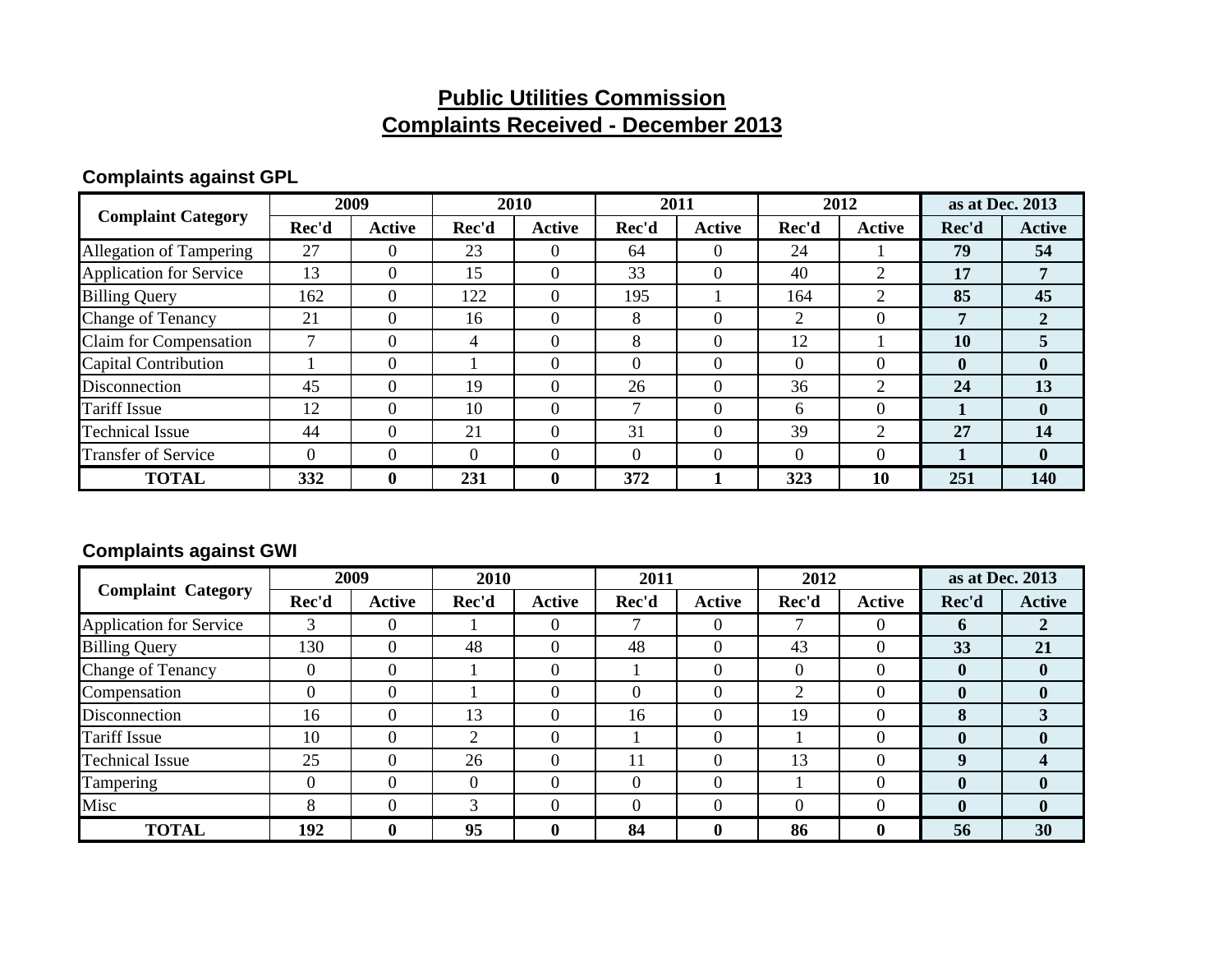# Public Utilities Commission
# Complaints Received - December 2013

### Complaints against GPL

| Complaint Category | 2009 | | 2010 | | 2011 | | 2012 | | as at Dec. 2013 | |
|---|---|---|---|---|---|---|---|---|---|---|
| | Rec'd | Active | Rec'd | Active | Rec'd | Active | Rec'd | Active | Rec'd | Active |
| Allegation of Tampering | 27 | 0 | 23 | 0 | 64 | 0 | 24 | 1 | **79** | **54** |
| Application for Service | 13 | 0 | 15 | 0 | 33 | 0 | 40 | 2 | **17** | **7** |
| Billing Query | 162 | 0 | 122 | 0 | 195 | 1 | 164 | 2 | **85** | **45** |
| Change of Tenancy | 21 | 0 | 16 | 0 | 8 | 0 | 2 | 0 | **7** | **2** |
| Claim for Compensation | 7 | 0 | 4 | 0 | 8 | 0 | 12 | 1 | **10** | **5** |
| Capital Contribution | 1 | 0 | 1 | 0 | 0 | 0 | 0 | 0 | **0** | **0** |
| Disconnection | 45 | 0 | 19 | 0 | 26 | 0 | 36 | 2 | **24** | **13** |
| Tariff Issue | 12 | 0 | 10 | 0 | 7 | 0 | 6 | 0 | **1** | **0** |
| Technical Issue | 44 | 0 | 21 | 0 | 31 | 0 | 39 | 2 | **27** | **14** |
| Transfer of Service | 0 | 0 | 0 | 0 | 0 | 0 | 0 | 0 | **1** | **0** |
| **TOTAL** | **332** | **0** | **231** | **0** | **372** | **1** | **323** | **10** | **251** | **140** |

### Complaints against GWI

| Complaint Category | 2009 | | 2010 | | 2011 | | 2012 | | as at Dec. 2013 | |
|---|---|---|---|---|---|---|---|---|---|---|
| | Rec'd | Active | Rec'd | Active | Rec'd | Active | Rec'd | Active | Rec'd | Active |
| Application for Service | 3 | 0 | 1 | 0 | 7 | 0 | 7 | 0 | **6** | **2** |
| Billing Query | 130 | 0 | 48 | 0 | 48 | 0 | 43 | 0 | **33** | **21** |
| Change of Tenancy | 0 | 0 | 1 | 0 | 1 | 0 | 0 | 0 | **0** | **0** |
| Compensation | 0 | 0 | 1 | 0 | 0 | 0 | 2 | 0 | **0** | **0** |
| Disconnection | 16 | 0 | 13 | 0 | 16 | 0 | 19 | 0 | **8** | **3** |
| Tariff Issue | 10 | 0 | 2 | 0 | 1 | 0 | 1 | 0 | **0** | **0** |
| Technical Issue | 25 | 0 | 26 | 0 | 11 | 0 | 13 | 0 | **9** | **4** |
| Tampering | 0 | 0 | 0 | 0 | 0 | 0 | 1 | 0 | **0** | **0** |
| Misc | 8 | 0 | 3 | 0 | 0 | 0 | 0 | 0 | **0** | **0** |
| **TOTAL** | **192** | **0** | **95** | **0** | **84** | **0** | **86** | **0** | **56** | **30** |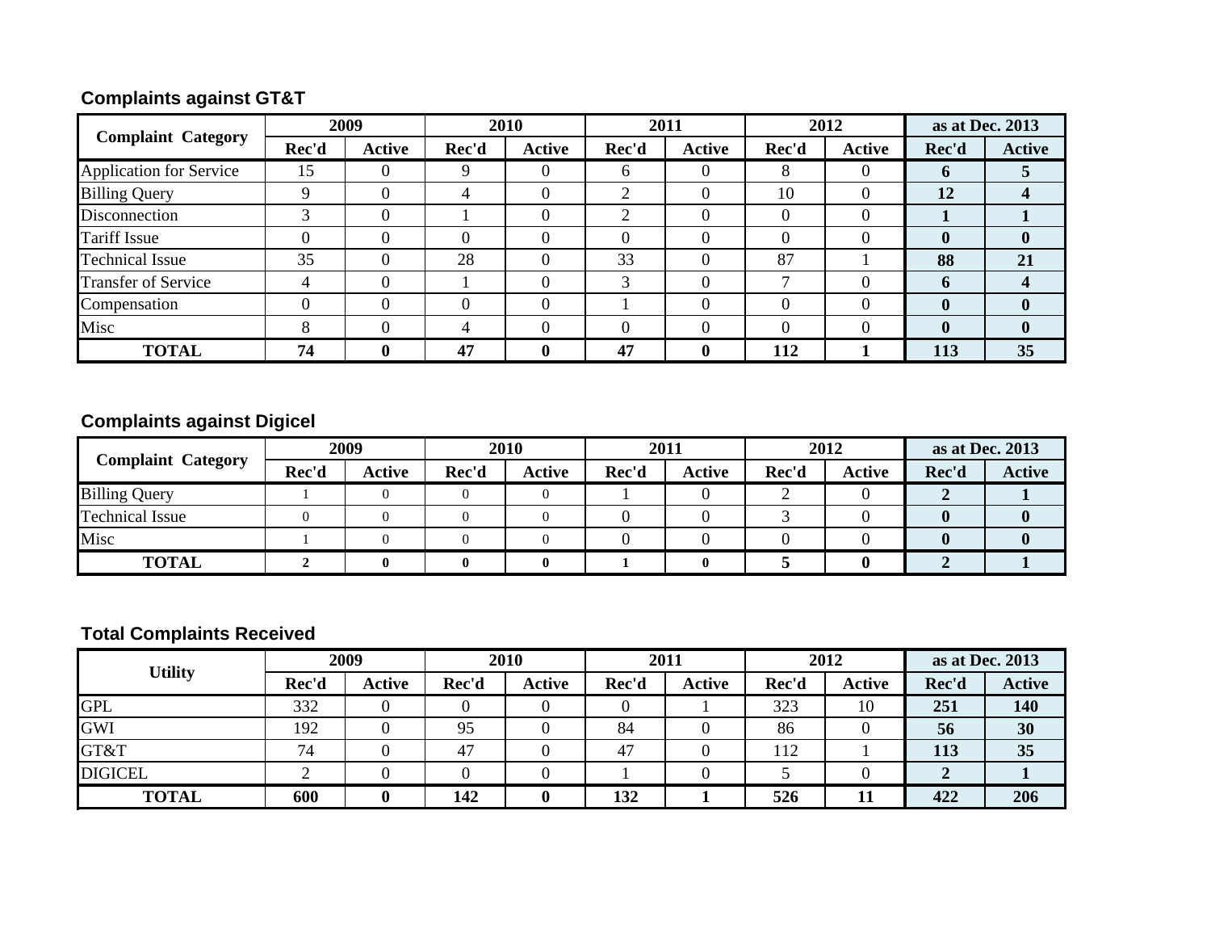### Complaints against GT&T

| Complaint Category | 2009 | | 2010 | | 2011 | | 2012 | | as at Dec. 2013 | |
|---|---|---|---|---|---|---|---|---|---|---|
| | Rec'd | Active | Rec'd | Active | Rec'd | Active | Rec'd | Active | Rec'd | Active |
| Application for Service | 15 | 0 | 9 | 0 | 6 | 0 | 8 | 0 | **6** | **5** |
| Billing Query | 9 | 0 | 4 | 0 | 2 | 0 | 10 | 0 | **12** | **4** |
| Disconnection | 3 | 0 | 1 | 0 | 2 | 0 | 0 | 0 | **1** | **1** |
| Tariff Issue | 0 | 0 | 0 | 0 | 0 | 0 | 0 | 0 | **0** | **0** |
| Technical Issue | 35 | 0 | 28 | 0 | 33 | 0 | 87 | 1 | **88** | **21** |
| Transfer of Service | 4 | 0 | 1 | 0 | 3 | 0 | 7 | 0 | **6** | **4** |
| Compensation | 0 | 0 | 0 | 0 | 1 | 0 | 0 | 0 | **0** | **0** |
| Misc | 8 | 0 | 4 | 0 | 0 | 0 | 0 | 0 | **0** | **0** |
| **TOTAL** | **74** | **0** | **47** | **0** | **47** | **0** | **112** | **1** | **113** | **35** |

### Complaints against Digicel

| Complaint Category | 2009 | | 2010 | | 2011 | | 2012 | | as at Dec. 2013 | |
|---|---|---|---|---|---|---|---|---|---|---|
| | Rec'd | Active | Rec'd | Active | Rec'd | Active | Rec'd | Active | Rec'd | Active |
| Billing Query | 1 | 0 | 0 | 0 | 1 | 0 | 2 | 0 | **2** | **1** |
| Technical Issue | 0 | 0 | 0 | 0 | 0 | 0 | 3 | 0 | **0** | **0** |
| Misc | 1 | 0 | 0 | 0 | 0 | 0 | 0 | 0 | **0** | **0** |
| **TOTAL** | **2** | **0** | **0** | **0** | **1** | **0** | **5** | **0** | **2** | **1** |

### Total Complaints Received

| Utility | 2009 | | 2010 | | 2011 | | 2012 | | as at Dec. 2013 | |
|---|---|---|---|---|---|---|---|---|---|---|
| | Rec'd | Active | Rec'd | Active | Rec'd | Active | Rec'd | Active | Rec'd | Active |
| GPL | 332 | 0 | 0 | 0 | 0 | 1 | 323 | 10 | **251** | **140** |
| GWI | 192 | 0 | 95 | 0 | 84 | 0 | 86 | 0 | **56** | **30** |
| GT&T | 74 | 0 | 47 | 0 | 47 | 0 | 112 | 1 | **113** | **35** |
| DIGICEL | 2 | 0 | 0 | 0 | 1 | 0 | 5 | 0 | **2** | **1** |
| **TOTAL** | **600** | **0** | **142** | **0** | **132** | **1** | **526** | **11** | **422** | **206** |